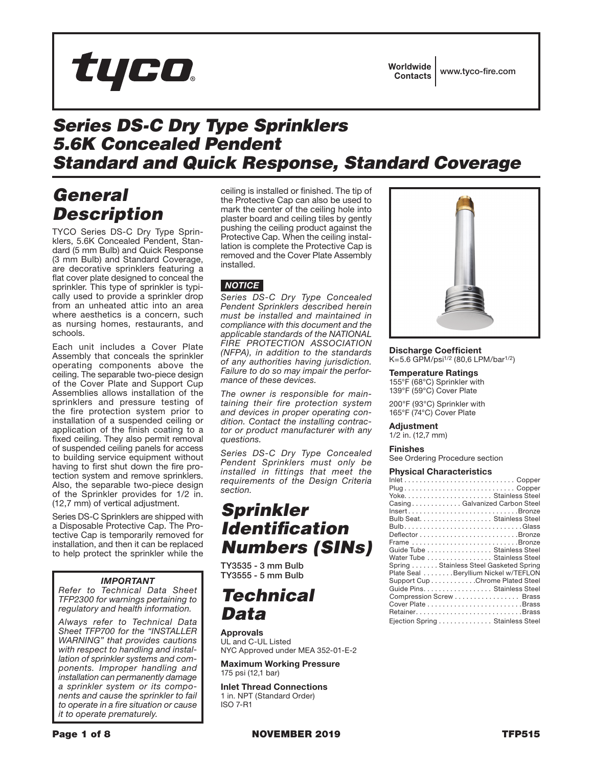tyco

Worldwide Contacts | www.tyco-fire.com

# Series DS-C Dry Type Sprinklers 5.6K Concealed Pendent Standard and Quick Response, Standard Coverage

## General Description

TYCO Series DS-C Dry Type Sprinklers, 5.6K Concealed Pendent, Standard (5 mm Bulb) and Quick Response (3 mm Bulb) and Standard Coverage, are decorative sprinklers featuring a flat cover plate designed to conceal the sprinkler. This type of sprinkler is typically used to provide a sprinkler drop from an unheated attic into an area where aesthetics is a concern, such as nursing homes, restaurants, and schools.

Each unit includes a Cover Plate Assembly that conceals the sprinkler operating components above the ceiling. The separable two-piece design of the Cover Plate and Support Cup Assemblies allows installation of the sprinklers and pressure testing of the fire protection system prior to installation of a suspended ceiling or application of the finish coating to a fixed ceiling. They also permit removal of suspended ceiling panels for access to building service equipment without having to first shut down the fire protection system and remove sprinklers. Also, the separable two-piece design of the Sprinkler provides for 1/2 in. (12,7 mm) of vertical adjustment.

Series DS-C Sprinklers are shipped with a Disposable Protective Cap. The Protective Cap is temporarily removed for installation, and then it can be replaced to help protect the sprinkler while the ceiling is installed or finished. The tip of the Protective Cap can also be used to mark the center of the ceiling hole into plaster board and ceiling tiles by gently pushing the ceiling product against the Protective Cap. When the ceiling installation is complete the Protective Cap is removed and the Cover Plate Assembly installed.

> ***IMPORTANT***
>
> *Refer to Technical Data Sheet TFP2300 for warnings pertaining to regulatory and health information.*
>
> *Always refer to Technical Data Sheet TFP700 for the "INSTALLER WARNING" that provides cautions with respect to handling and installation of sprinkler systems and components. Improper handling and installation can permanently damage a sprinkler system or its components and cause the sprinkler to fail to operate in a fire situation or cause it to operate prematurely.*

***NOTICE***

*Series DS-C Dry Type Concealed Pendent Sprinklers described herein must be installed and maintained in compliance with this document and the applicable standards of the NATIONAL FIRE PROTECTION ASSOCIATION (NFPA), in addition to the standards of any authorities having jurisdiction. Failure to do so may impair the performance of these devices.*

*The owner is responsible for maintaining their fire protection system and devices in proper operating condition. Contact the installing contractor or product manufacturer with any questions.*

*Series DS-C Dry Type Concealed Pendent Sprinklers must only be installed in fittings that meet the requirements of the Design Criteria section.*

## Sprinkler Identification Numbers (SINs)

TY3535 - 3 mm Bulb
TY3555 - 5 mm Bulb

## Technical Data

**Approvals**
UL and C-UL Listed
NYC Approved under MEA 352-01-E-2

**Maximum Working Pressure**
175 psi (12,1 bar)

**Inlet Thread Connections**
1 in. NPT (Standard Order)
ISO 7-R1

**Discharge Coefficient**
K=5.6 GPM/psi$^{1/2}$ (80,6 LPM/bar$^{1/2}$)

**Temperature Ratings**
155°F (68°C) Sprinkler with 139°F (59°C) Cover Plate

200°F (93°C) Sprinkler with 165°F (74°C) Cover Plate

**Adjustment**
1/2 in. (12,7 mm)

**Finishes**
See Ordering Procedure section

**Physical Characteristics**

| Component | Material |
|---|---|
| Inlet | Copper |
| Plug | Copper |
| Yoke | Stainless Steel |
| Casing | Galvanized Carbon Steel |
| Insert | Bronze |
| Bulb Seat | Stainless Steel |
| Bulb | Glass |
| Deflector | Bronze |
| Frame | Bronze |
| Guide Tube | Stainless Steel |
| Water Tube | Stainless Steel |
| Spring | Stainless Steel Gasketed Spring |
| Plate Seal | Beryllium Nickel w/TEFLON |
| Support Cup | Chrome Plated Steel |
| Guide Pins | Stainless Steel |
| Compression Screw | Brass |
| Cover Plate | Brass |
| Retainer | Brass |
| Ejection Spring | Stainless Steel |

NOVEMBER 2019 TFP515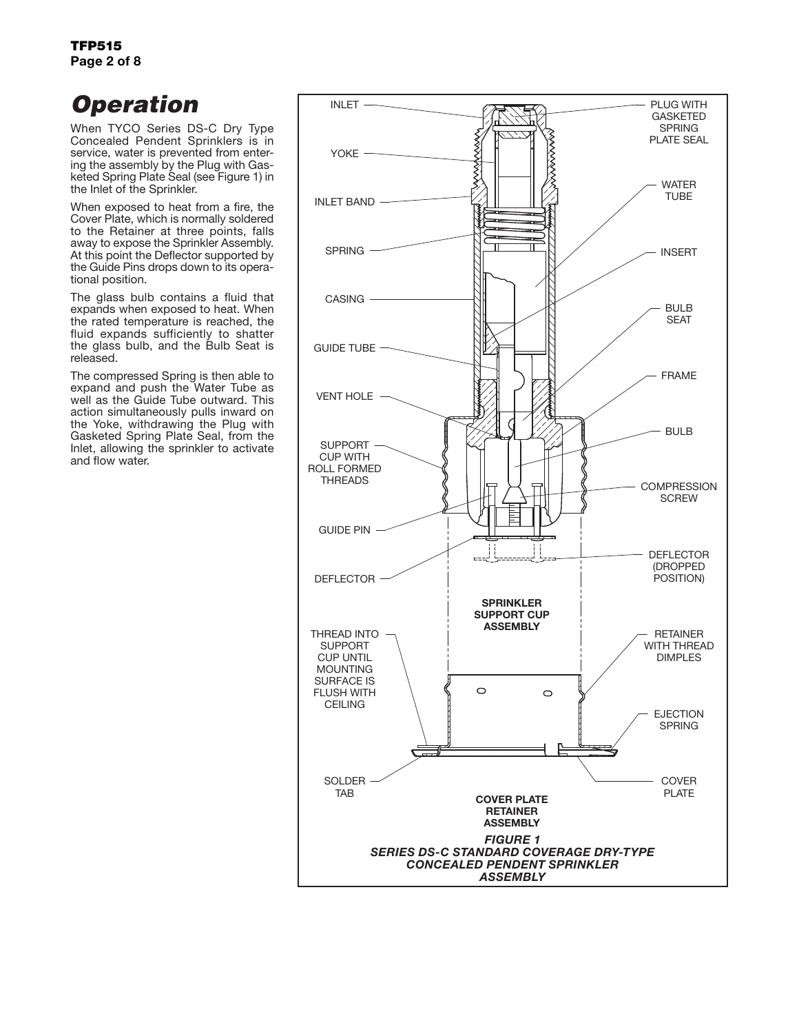# Operation

When TYCO Series DS-C Dry Type Concealed Pendent Sprinklers is in service, water is prevented from entering the assembly by the Plug with Gasketed Spring Plate Seal (see Figure 1) in the Inlet of the Sprinkler.

When exposed to heat from a fire, the Cover Plate, which is normally soldered to the Retainer at three points, falls away to expose the Sprinkler Assembly. At this point the Deflector supported by the Guide Pins drops down to its operational position.

The glass bulb contains a fluid that expands when exposed to heat. When the rated temperature is reached, the fluid expands sufficiently to shatter the glass bulb, and the Bulb Seat is released.

The compressed Spring is then able to expand and push the Water Tube as well as the Guide Tube outward. This action simultaneously pulls inward on the Yoke, withdrawing the Plug with Gasketed Spring Plate Seal, from the Inlet, allowing the sprinkler to activate and flow water.

INLET
YOKE
INLET BAND
SPRING
CASING
GUIDE TUBE
VENT HOLE
SUPPORT CUP WITH ROLL FORMED THREADS
GUIDE PIN
DEFLECTOR
THREAD INTO SUPPORT CUP UNTIL MOUNTING SURFACE IS FLUSH WITH CEILING
SOLDER TAB
PLUG WITH GASKETED SPRING PLATE SEAL
WATER TUBE
INSERT
BULB SEAT
FRAME
BULB
COMPRESSION SCREW
DEFLECTOR (DROPPED POSITION)
SPRINKLER SUPPORT CUP ASSEMBLY
RETAINER WITH THREAD DIMPLES
EJECTION SPRING
COVER PLATE
COVER PLATE RETAINER ASSEMBLY

*FIGURE 1*
*SERIES DS-C STANDARD COVERAGE DRY-TYPE CONCEALED PENDENT SPRINKLER ASSEMBLY*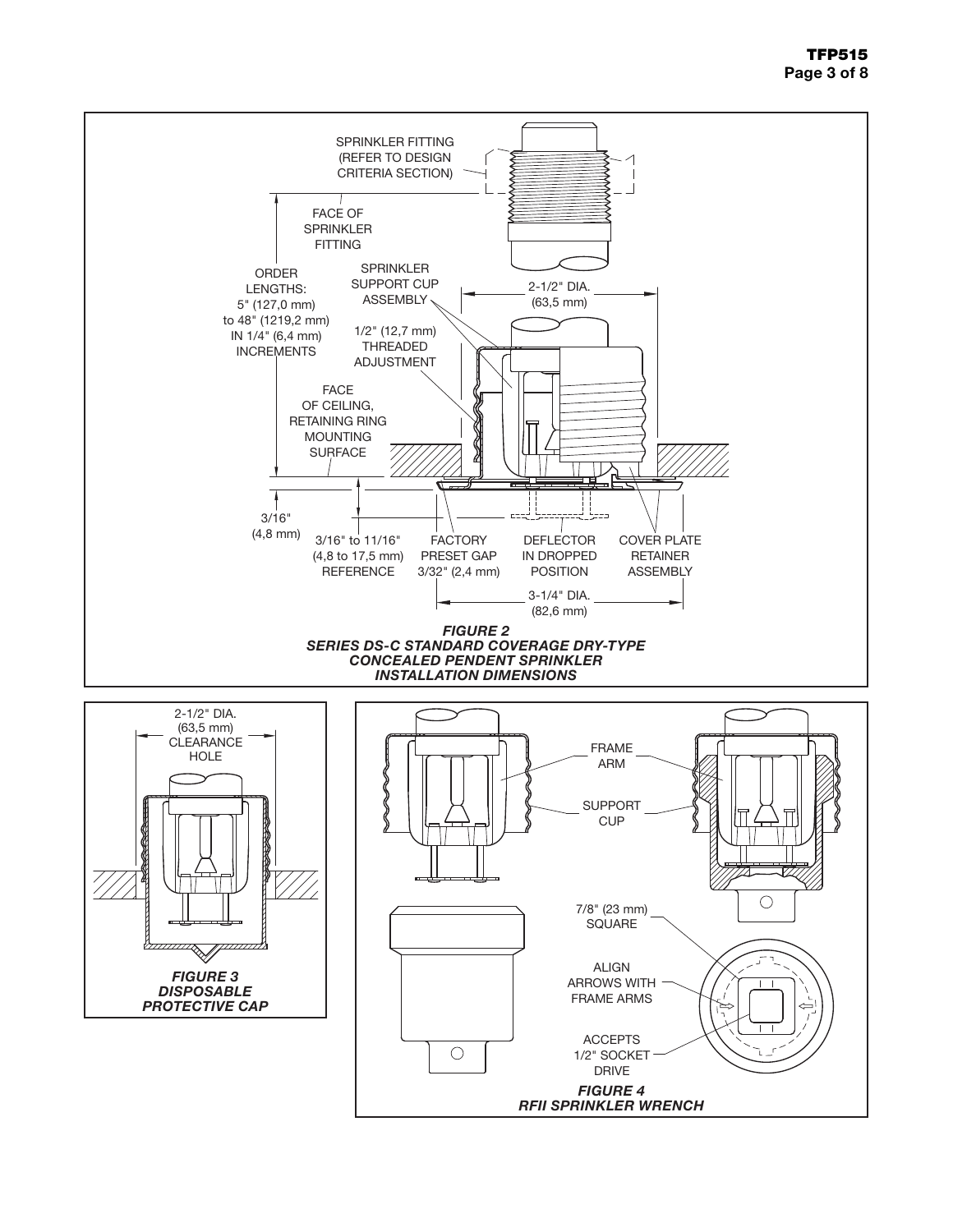SPRINKLER FITTING (REFER TO DESIGN CRITERIA SECTION)

FACE OF SPRINKLER FITTING

ORDER LENGTHS: 5" (127,0 mm) to 48" (1219,2 mm) IN 1/4" (6,4 mm) INCREMENTS

SPRINKLER SUPPORT CUP ASSEMBLY

2-1/2" DIA. (63,5 mm)

1/2" (12,7 mm) THREADED ADJUSTMENT

FACE OF CEILING, RETAINING RING MOUNTING SURFACE

3/16" (4,8 mm)

3/16" to 11/16" (4,8 to 17,5 mm) REFERENCE

FACTORY PRESET GAP 3/32" (2,4 mm)

DEFLECTOR IN DROPPED POSITION

COVER PLATE RETAINER ASSEMBLY

3-1/4" DIA. (82,6 mm)

***FIGURE 2***
***SERIES DS-C STANDARD COVERAGE DRY-TYPE CONCEALED PENDENT SPRINKLER INSTALLATION DIMENSIONS***

2-1/2" DIA. (63,5 mm) CLEARANCE HOLE

***FIGURE 3***
***DISPOSABLE PROTECTIVE CAP***

FRAME ARM

SUPPORT CUP

7/8" (23 mm) SQUARE

ALIGN ARROWS WITH FRAME ARMS

ACCEPTS 1/2" SOCKET DRIVE

***FIGURE 4***
***RFII SPRINKLER WRENCH***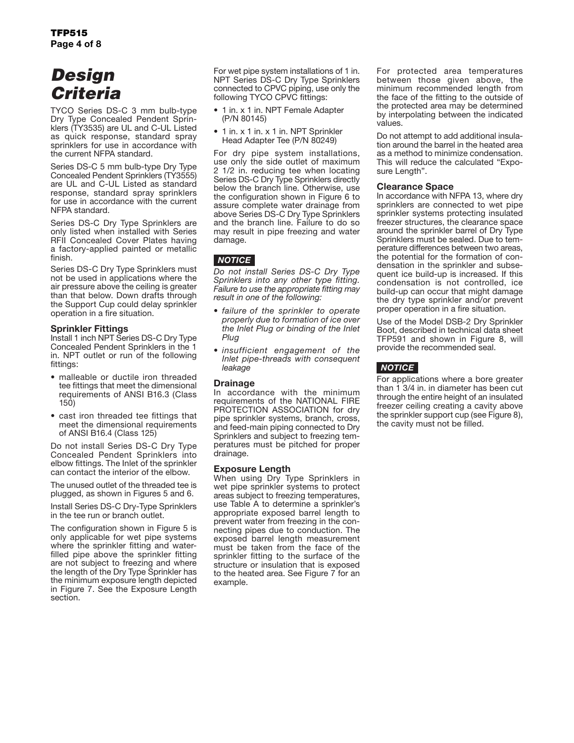# Design Criteria

TYCO Series DS-C 3 mm bulb-type Dry Type Concealed Pendent Sprinklers (TY3535) are UL and C-UL Listed as quick response, standard spray sprinklers for use in accordance with the current NFPA standard.

Series DS-C 5 mm bulb-type Dry Type Concealed Pendent Sprinklers (TY3555) are UL and C-UL Listed as standard response, standard spray sprinklers for use in accordance with the current NFPA standard.

Series DS-C Dry Type Sprinklers are only listed when installed with Series RFII Concealed Cover Plates having a factory-applied painted or metallic finish.

Series DS-C Dry Type Sprinklers must not be used in applications where the air pressure above the ceiling is greater than that below. Down drafts through the Support Cup could delay sprinkler operation in a fire situation.

### Sprinkler Fittings

Install 1 inch NPT Series DS-C Dry Type Concealed Pendent Sprinklers in the 1 in. NPT outlet or run of the following fittings:

- malleable or ductile iron threaded tee fittings that meet the dimensional requirements of ANSI B16.3 (Class 150)
- cast iron threaded tee fittings that meet the dimensional requirements of ANSI B16.4 (Class 125)

Do not install Series DS-C Dry Type Concealed Pendent Sprinklers into elbow fittings. The Inlet of the sprinkler can contact the interior of the elbow.

The unused outlet of the threaded tee is plugged, as shown in Figures 5 and 6.

Install Series DS-C Dry-Type Sprinklers in the tee run or branch outlet.

The configuration shown in Figure 5 is only applicable for wet pipe systems where the sprinkler fitting and water-filled pipe above the sprinkler fitting are not subject to freezing and where the length of the Dry Type Sprinkler has the minimum exposure length depicted in Figure 7. See the Exposure Length section.

For wet pipe system installations of 1 in. NPT Series DS-C Dry Type Sprinklers connected to CPVC piping, use only the following TYCO CPVC fittings:

- 1 in. x 1 in. NPT Female Adapter (P/N 80145)
- 1 in. x 1 in. x 1 in. NPT Sprinkler Head Adapter Tee (P/N 80249)

For dry pipe system installations, use only the side outlet of maximum 2 1/2 in. reducing tee when locating Series DS-C Dry Type Sprinklers directly below the branch line. Otherwise, use the configuration shown in Figure 6 to assure complete water drainage from above Series DS-C Dry Type Sprinklers and the branch line. Failure to do so may result in pipe freezing and water damage.

***NOTICE***

*Do not install Series DS-C Dry Type Sprinklers into any other type fitting. Failure to use the appropriate fitting may result in one of the following:*

- *failure of the sprinkler to operate properly due to formation of ice over the Inlet Plug or binding of the Inlet Plug*
- *insufficient engagement of the Inlet pipe-threads with consequent leakage*

### Drainage

In accordance with the minimum requirements of the NATIONAL FIRE PROTECTION ASSOCIATION for dry pipe sprinkler systems, branch, cross, and feed-main piping connected to Dry Sprinklers and subject to freezing temperatures must be pitched for proper drainage.

### Exposure Length

When using Dry Type Sprinklers in wet pipe sprinkler systems to protect areas subject to freezing temperatures, use Table A to determine a sprinkler's appropriate exposed barrel length to prevent water from freezing in the connecting pipes due to conduction. The exposed barrel length measurement must be taken from the face of the sprinkler fitting to the surface of the structure or insulation that is exposed to the heated area. See Figure 7 for an example.

For protected area temperatures between those given above, the minimum recommended length from the face of the fitting to the outside of the protected area may be determined by interpolating between the indicated values.

Do not attempt to add additional insulation around the barrel in the heated area as a method to minimize condensation. This will reduce the calculated "Exposure Length".

### Clearance Space

In accordance with NFPA 13, where dry sprinklers are connected to wet pipe sprinkler systems protecting insulated freezer structures, the clearance space around the sprinkler barrel of Dry Type Sprinklers must be sealed. Due to temperature differences between two areas, the potential for the formation of condensation in the sprinkler and subsequent ice build-up is increased. If this condensation is not controlled, ice build-up can occur that might damage the dry type sprinkler and/or prevent proper operation in a fire situation.

Use of the Model DSB-2 Dry Sprinkler Boot, described in technical data sheet TFP591 and shown in Figure 8, will provide the recommended seal.

***NOTICE***

For applications where a bore greater than 1 3/4 in. in diameter has been cut through the entire height of an insulated freezer ceiling creating a cavity above the sprinkler support cup (see Figure 8), the cavity must not be filled.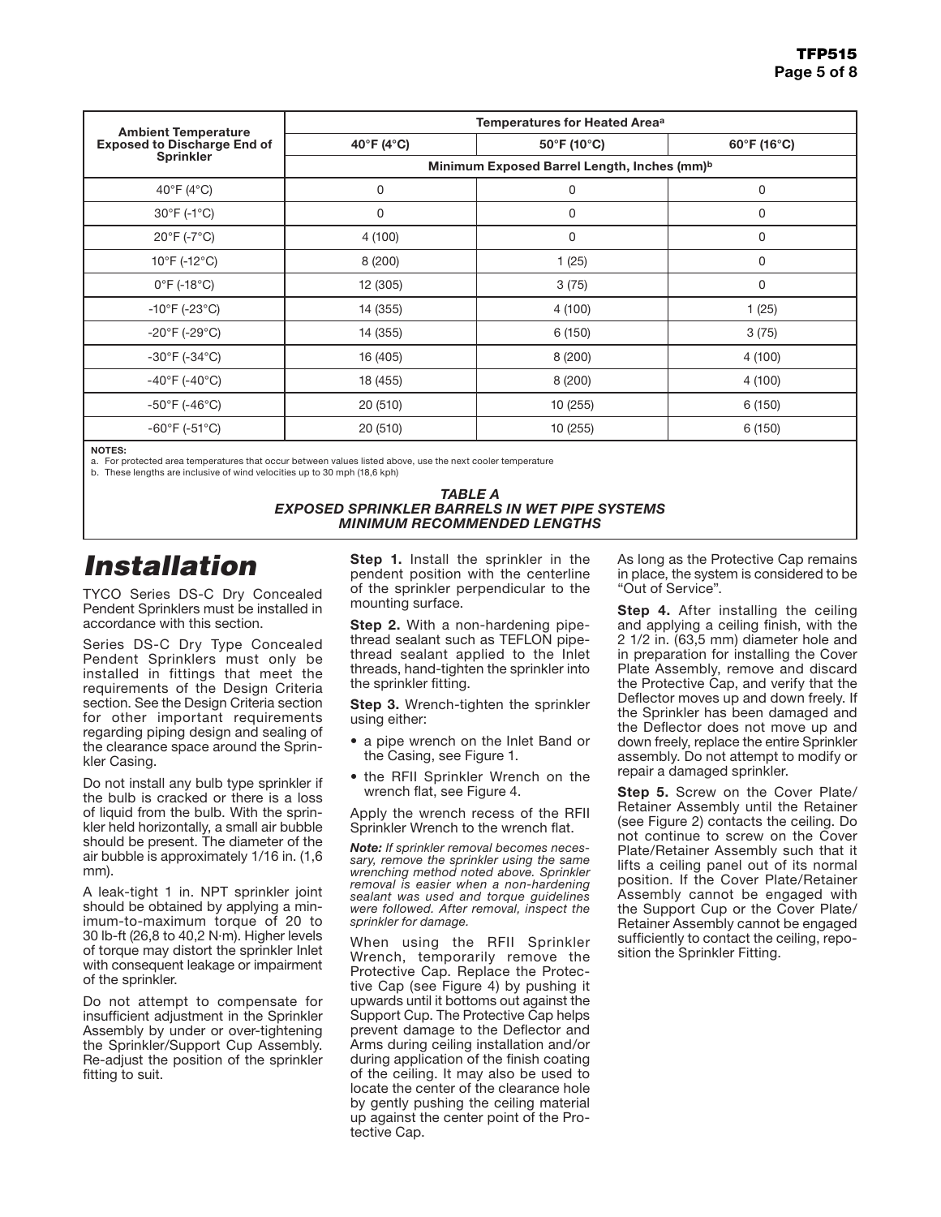| Ambient Temperature Exposed to Discharge End of Sprinkler | Temperatures for Heated Area[a] | | |
|---|---|---|---|
| | 40°F (4°C) | 50°F (10°C) | 60°F (16°C) |
| | Minimum Exposed Barrel Length, Inches (mm)[b] | | |
| 40°F (4°C) | 0 | 0 | 0 |
| 30°F (-1°C) | 0 | 0 | 0 |
| 20°F (-7°C) | 4 (100) | 0 | 0 |
| 10°F (-12°C) | 8 (200) | 1 (25) | 0 |
| 0°F (-18°C) | 12 (305) | 3 (75) | 0 |
| -10°F (-23°C) | 14 (355) | 4 (100) | 1 (25) |
| -20°F (-29°C) | 14 (355) | 6 (150) | 3 (75) |
| -30°F (-34°C) | 16 (405) | 8 (200) | 4 (100) |
| -40°F (-40°C) | 18 (455) | 8 (200) | 4 (100) |
| -50°F (-46°C) | 20 (510) | 10 (255) | 6 (150) |
| -60°F (-51°C) | 20 (510) | 10 (255) | 6 (150) |

**NOTES:**
a. For protected area temperatures that occur between values listed above, use the next cooler temperature
b. These lengths are inclusive of wind velocities up to 30 mph (18,6 kph)

***TABLE A***
***EXPOSED SPRINKLER BARRELS IN WET PIPE SYSTEMS***
***MINIMUM RECOMMENDED LENGTHS***

# *Installation*

TYCO Series DS-C Dry Concealed Pendent Sprinklers must be installed in accordance with this section.

Series DS-C Dry Type Concealed Pendent Sprinklers must only be installed in fittings that meet the requirements of the Design Criteria section. See the Design Criteria section for other important requirements regarding piping design and sealing of the clearance space around the Sprinkler Casing.

Do not install any bulb type sprinkler if the bulb is cracked or there is a loss of liquid from the bulb. With the sprinkler held horizontally, a small air bubble should be present. The diameter of the air bubble is approximately 1/16 in. (1,6 mm).

A leak-tight 1 in. NPT sprinkler joint should be obtained by applying a minimum-to-maximum torque of 20 to 30 lb-ft (26,8 to 40,2 N·m). Higher levels of torque may distort the sprinkler Inlet with consequent leakage or impairment of the sprinkler.

Do not attempt to compensate for insufficient adjustment in the Sprinkler Assembly by under or over-tightening the Sprinkler/Support Cup Assembly. Re-adjust the position of the sprinkler fitting to suit.

**Step 1.** Install the sprinkler in the pendent position with the centerline of the sprinkler perpendicular to the mounting surface.

**Step 2.** With a non-hardening pipe-thread sealant such as TEFLON pipe-thread sealant applied to the Inlet threads, hand-tighten the sprinkler into the sprinkler fitting.

**Step 3.** Wrench-tighten the sprinkler using either:

- a pipe wrench on the Inlet Band or the Casing, see Figure 1.
- the RFII Sprinkler Wrench on the wrench flat, see Figure 4.

Apply the wrench recess of the RFII Sprinkler Wrench to the wrench flat.

***Note:*** *If sprinkler removal becomes necessary, remove the sprinkler using the same wrenching method noted above. Sprinkler removal is easier when a non-hardening sealant was used and torque guidelines were followed. After removal, inspect the sprinkler for damage.*

When using the RFII Sprinkler Wrench, temporarily remove the Protective Cap. Replace the Protective Cap (see Figure 4) by pushing it upwards until it bottoms out against the Support Cup. The Protective Cap helps prevent damage to the Deflector and Arms during ceiling installation and/or during application of the finish coating of the ceiling. It may also be used to locate the center of the clearance hole by gently pushing the ceiling material up against the center point of the Protective Cap.

As long as the Protective Cap remains in place, the system is considered to be "Out of Service".

**Step 4.** After installing the ceiling and applying a ceiling finish, with the 2 1/2 in. (63,5 mm) diameter hole and in preparation for installing the Cover Plate Assembly, remove and discard the Protective Cap, and verify that the Deflector moves up and down freely. If the Sprinkler has been damaged and the Deflector does not move up and down freely, replace the entire Sprinkler assembly. Do not attempt to modify or repair a damaged sprinkler.

**Step 5.** Screw on the Cover Plate/Retainer Assembly until the Retainer (see Figure 2) contacts the ceiling. Do not continue to screw on the Cover Plate/Retainer Assembly such that it lifts a ceiling panel out of its normal position. If the Cover Plate/Retainer Assembly cannot be engaged with the Support Cup or the Cover Plate/Retainer Assembly cannot be engaged sufficiently to contact the ceiling, reposition the Sprinkler Fitting.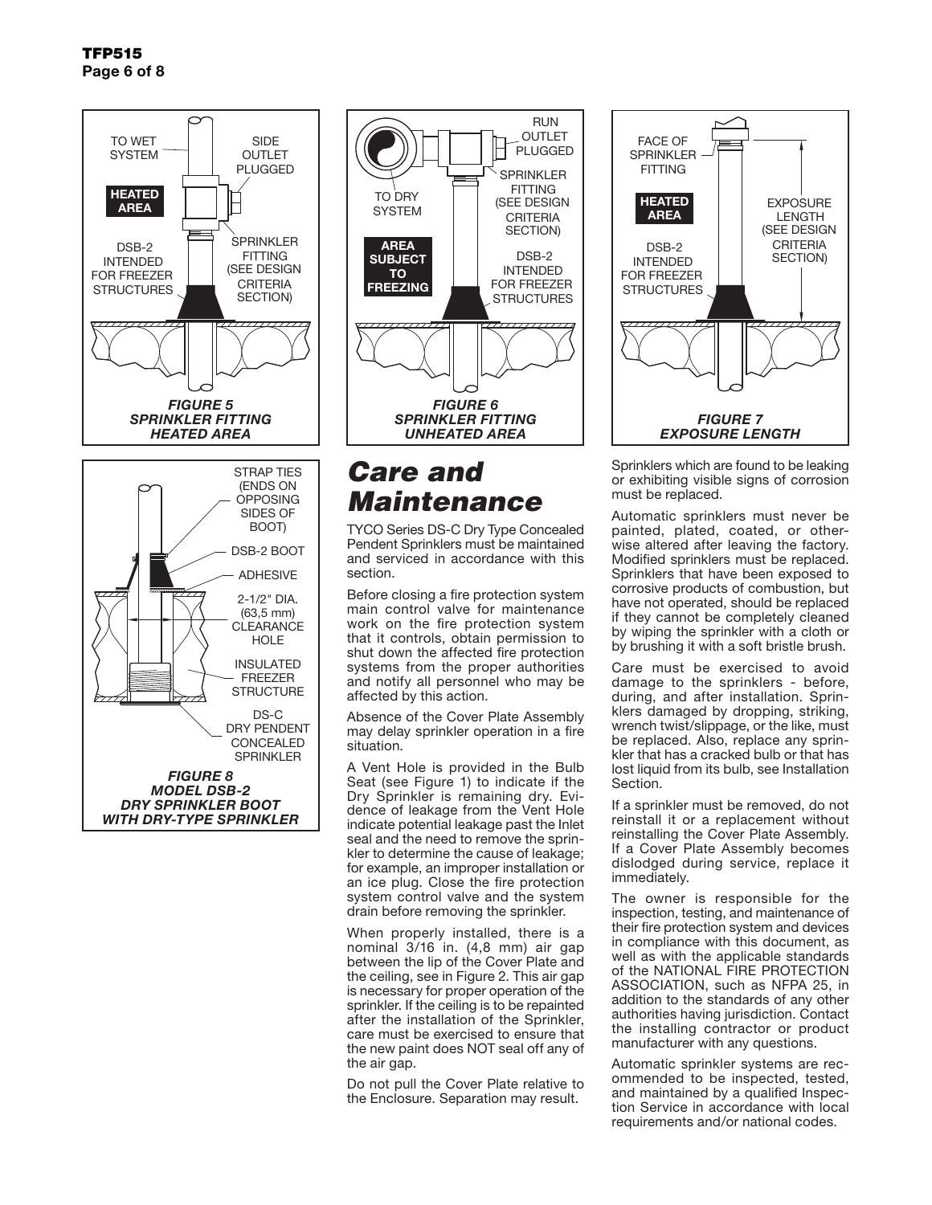FIGURE 5
SPRINKLER FITTING
HEATED AREA

FIGURE 6
SPRINKLER FITTING
UNHEATED AREA

FIGURE 7
EXPOSURE LENGTH

FIGURE 8
MODEL DSB-2
DRY SPRINKLER BOOT
WITH DRY-TYPE SPRINKLER

# Care and Maintenance

TYCO Series DS-C Dry Type Concealed Pendent Sprinklers must be maintained and serviced in accordance with this section.

Before closing a fire protection system main control valve for maintenance work on the fire protection system that it controls, obtain permission to shut down the affected fire protection systems from the proper authorities and notify all personnel who may be affected by this action.

Absence of the Cover Plate Assembly may delay sprinkler operation in a fire situation.

A Vent Hole is provided in the Bulb Seat (see Figure 1) to indicate if the Dry Sprinkler is remaining dry. Evidence of leakage from the Vent Hole indicate potential leakage past the Inlet seal and the need to remove the sprinkler to determine the cause of leakage; for example, an improper installation or an ice plug. Close the fire protection system control valve and the system drain before removing the sprinkler.

When properly installed, there is a nominal 3/16 in. (4,8 mm) air gap between the lip of the Cover Plate and the ceiling, see in Figure 2. This air gap is necessary for proper operation of the sprinkler. If the ceiling is to be repainted after the installation of the Sprinkler, care must be exercised to ensure that the new paint does NOT seal off any of the air gap.

Do not pull the Cover Plate relative to the Enclosure. Separation may result.

Sprinklers which are found to be leaking or exhibiting visible signs of corrosion must be replaced.

Automatic sprinklers must never be painted, plated, coated, or otherwise altered after leaving the factory. Modified sprinklers must be replaced. Sprinklers that have been exposed to corrosive products of combustion, but have not operated, should be replaced if they cannot be completely cleaned by wiping the sprinkler with a cloth or by brushing it with a soft bristle brush.

Care must be exercised to avoid damage to the sprinklers - before, during, and after installation. Sprinklers damaged by dropping, striking, wrench twist/slippage, or the like, must be replaced. Also, replace any sprinkler that has a cracked bulb or that has lost liquid from its bulb, see Installation Section.

If a sprinkler must be removed, do not reinstall it or a replacement without reinstalling the Cover Plate Assembly. If a Cover Plate Assembly becomes dislodged during service, replace it immediately.

The owner is responsible for the inspection, testing, and maintenance of their fire protection system and devices in compliance with this document, as well as with the applicable standards of the NATIONAL FIRE PROTECTION ASSOCIATION, such as NFPA 25, in addition to the standards of any other authorities having jurisdiction. Contact the installing contractor or product manufacturer with any questions.

Automatic sprinkler systems are recommended to be inspected, tested, and maintained by a qualified Inspection Service in accordance with local requirements and/or national codes.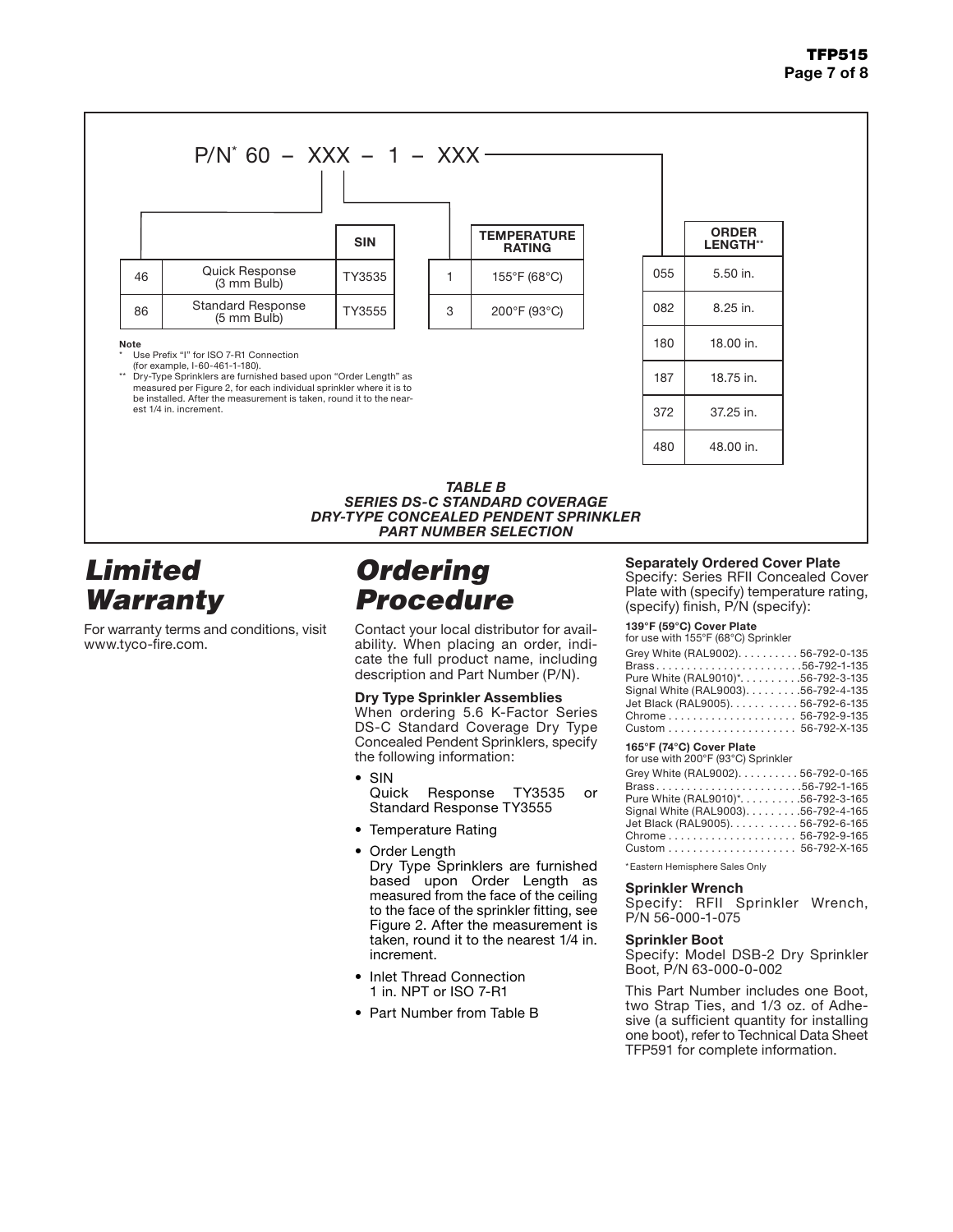P/N* 60 – XXX – 1 – XXX

| | | SIN |
|---|---|---|
| 46 | Quick Response (3 mm Bulb) | TY3535 |
| 86 | Standard Response (5 mm Bulb) | TY3555 |

| | TEMPERATURE RATING |
|---|---|
| 1 | 155°F (68°C) |
| 3 | 200°F (93°C) |

| | ORDER LENGTH** |
|---|---|
| 055 | 5.50 in. |
| 082 | 8.25 in. |
| 180 | 18.00 in. |
| 187 | 18.75 in. |
| 372 | 37.25 in. |
| 480 | 48.00 in. |

**Note**
\* Use Prefix "I" for ISO 7-R1 Connection (for example, I-60-461-1-180).
\*\* Dry-Type Sprinklers are furnished based upon "Order Length" as measured per Figure 2, for each individual sprinkler where it is to be installed. After the measurement is taken, round it to the nearest 1/4 in. increment.

***TABLE B***
***SERIES DS-C STANDARD COVERAGE***
***DRY-TYPE CONCEALED PENDENT SPRINKLER***
***PART NUMBER SELECTION***

# *Limited Warranty*

For warranty terms and conditions, visit www.tyco-fire.com.

# *Ordering Procedure*

Contact your local distributor for availability. When placing an order, indicate the full product name, including description and Part Number (P/N).

**Dry Type Sprinkler Assemblies**
When ordering 5.6 K-Factor Series DS-C Standard Coverage Dry Type Concealed Pendent Sprinklers, specify the following information:

- SIN
  Quick Response TY3535 or Standard Response TY3555
- Temperature Rating
- Order Length
  Dry Type Sprinklers are furnished based upon Order Length as measured from the face of the ceiling to the face of the sprinkler fitting, see Figure 2. After the measurement is taken, round it to the nearest 1/4 in. increment.
- Inlet Thread Connection
  1 in. NPT or ISO 7-R1
- Part Number from Table B

**Separately Ordered Cover Plate**
Specify: Series RFII Concealed Cover Plate with (specify) temperature rating, (specify) finish, P/N (specify):

**139°F (59°C) Cover Plate**
for use with 155°F (68°C) Sprinkler

Grey White (RAL9002) . . . . . . . . . . 56-792-0-135
Brass . . . . . . . . . . . . . . . . . . . . . . . . 56-792-1-135
Pure White (RAL9010)* . . . . . . . . . . 56-792-3-135
Signal White (RAL9003) . . . . . . . . . 56-792-4-135
Jet Black (RAL9005) . . . . . . . . . . . 56-792-6-135
Chrome . . . . . . . . . . . . . . . . . . . . . 56-792-9-135
Custom . . . . . . . . . . . . . . . . . . . . . 56-792-X-135

**165°F (74°C) Cover Plate**
for use with 200°F (93°C) Sprinkler

Grey White (RAL9002) . . . . . . . . . . 56-792-0-165
Brass . . . . . . . . . . . . . . . . . . . . . . . . 56-792-1-165
Pure White (RAL9010)* . . . . . . . . . . 56-792-3-165
Signal White (RAL9003) . . . . . . . . . 56-792-4-165
Jet Black (RAL9005) . . . . . . . . . . . 56-792-6-165
Chrome . . . . . . . . . . . . . . . . . . . . . 56-792-9-165
Custom . . . . . . . . . . . . . . . . . . . . . 56-792-X-165

*Eastern Hemisphere Sales Only

**Sprinkler Wrench**
Specify: RFII Sprinkler Wrench, P/N 56-000-1-075

**Sprinkler Boot**
Specify: Model DSB-2 Dry Sprinkler Boot, P/N 63-000-0-002

This Part Number includes one Boot, two Strap Ties, and 1/3 oz. of Adhesive (a sufficient quantity for installing one boot), refer to Technical Data Sheet TFP591 for complete information.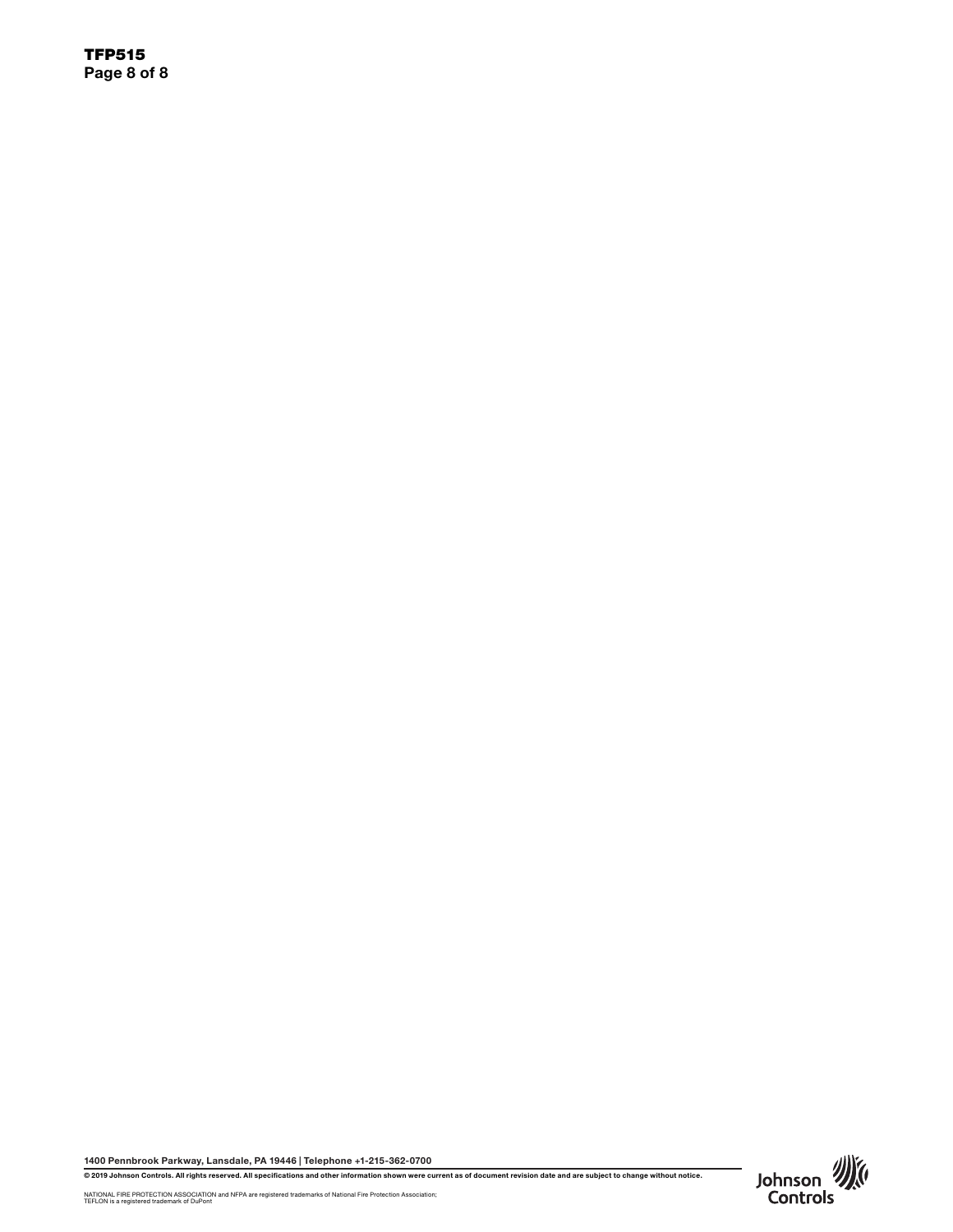1400 Pennbrook Parkway, Lansdale, PA 19446 | Telephone +1-215-362-0700

**© 2019 Johnson Controls. All rights reserved. All specifications and other information shown were current as of document revision date and are subject to change without notice.**

NATIONAL FIRE PROTECTION ASSOCIATION and NFPA are registered trademarks of National Fire Protection Association;
TEFLON is a registered trademark of DuPont